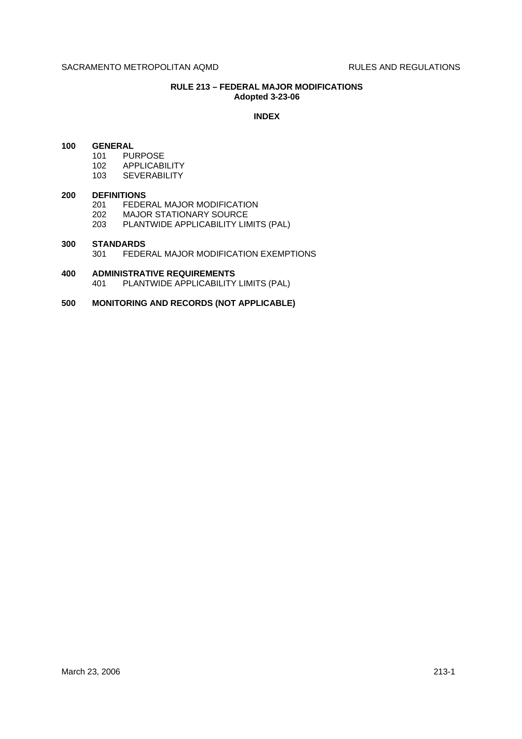# RULE 213 – FEDERAL MAJOR MODIFICATIONS

**Adopted 3-23-06**

## INDEX

**100 GENERAL**
- 101 PURPOSE
- 102 APPLICABILITY
- 103 SEVERABILITY

**200 DEFINITIONS**
- 201 FEDERAL MAJOR MODIFICATION
- 202 MAJOR STATIONARY SOURCE
- 203 PLANTWIDE APPLICABILITY LIMITS (PAL)

**300 STANDARDS**
- 301 FEDERAL MAJOR MODIFICATION EXEMPTIONS

**400 ADMINISTRATIVE REQUIREMENTS**
- 401 PLANTWIDE APPLICABILITY LIMITS (PAL)

**500 MONITORING AND RECORDS (NOT APPLICABLE)**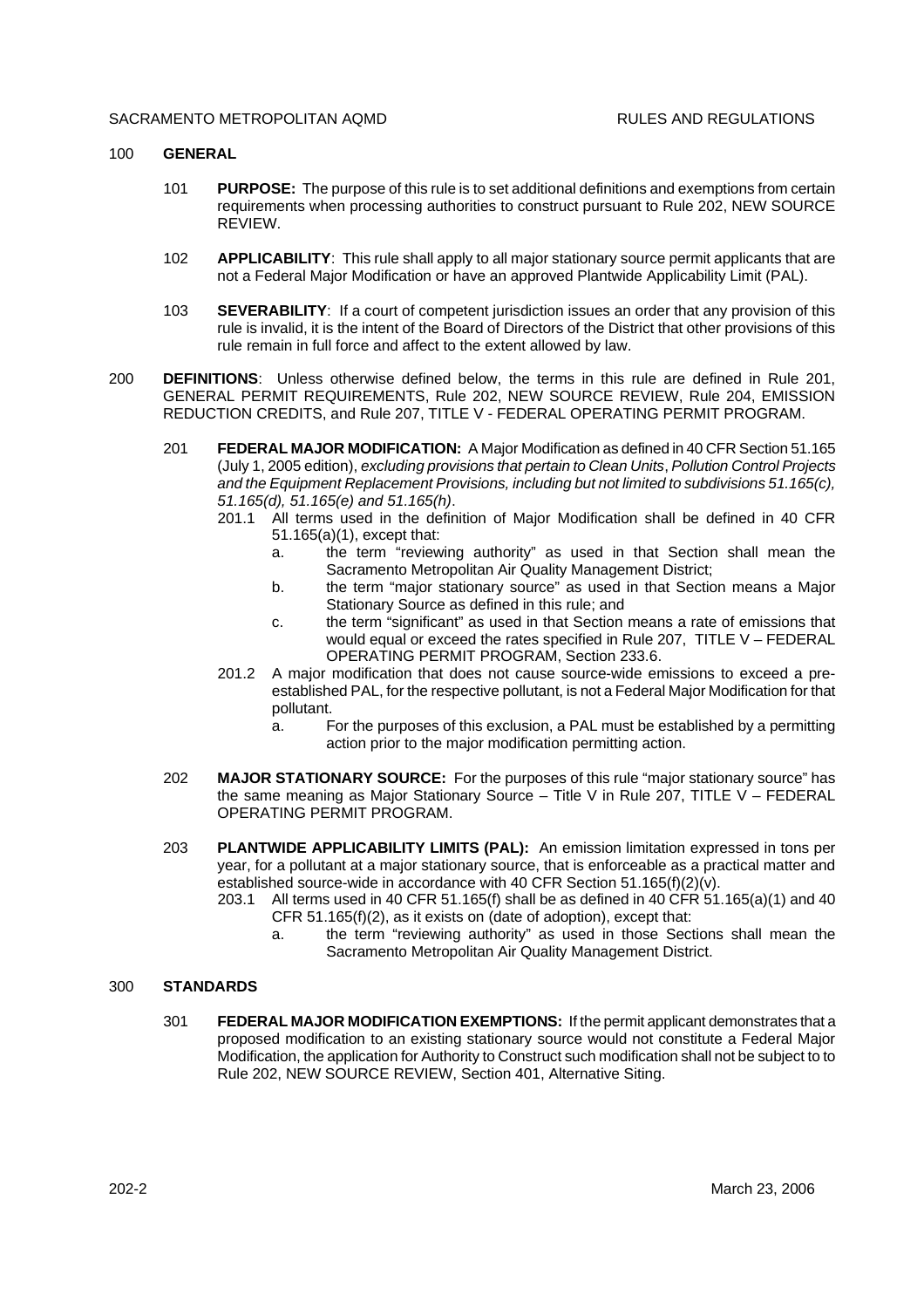## 100 GENERAL

101 **PURPOSE:** The purpose of this rule is to set additional definitions and exemptions from certain requirements when processing authorities to construct pursuant to Rule 202, NEW SOURCE REVIEW.

102 **APPLICABILITY**: This rule shall apply to all major stationary source permit applicants that are not a Federal Major Modification or have an approved Plantwide Applicability Limit (PAL).

103 **SEVERABILITY**: If a court of competent jurisdiction issues an order that any provision of this rule is invalid, it is the intent of the Board of Directors of the District that other provisions of this rule remain in full force and affect to the extent allowed by law.

## 200 DEFINITIONS

Unless otherwise defined below, the terms in this rule are defined in Rule 201, GENERAL PERMIT REQUIREMENTS, Rule 202, NEW SOURCE REVIEW, Rule 204, EMISSION REDUCTION CREDITS, and Rule 207, TITLE V - FEDERAL OPERATING PERMIT PROGRAM.

201 **FEDERAL MAJOR MODIFICATION:** A Major Modification as defined in 40 CFR Section 51.165 (July 1, 2005 edition), *excluding provisions that pertain to Clean Units*, *Pollution Control Projects and the Equipment Replacement Provisions, including but not limited to subdivisions 51.165(c), 51.165(d), 51.165(e) and 51.165(h)*.

201.1 All terms used in the definition of Major Modification shall be defined in 40 CFR 51.165(a)(1), except that:

a. the term "reviewing authority" as used in that Section shall mean the Sacramento Metropolitan Air Quality Management District;

b. the term "major stationary source" as used in that Section means a Major Stationary Source as defined in this rule; and

c. the term "significant" as used in that Section means a rate of emissions that would equal or exceed the rates specified in Rule 207, TITLE V – FEDERAL OPERATING PERMIT PROGRAM, Section 233.6.

201.2 A major modification that does not cause source-wide emissions to exceed a pre-established PAL, for the respective pollutant, is not a Federal Major Modification for that pollutant.

a. For the purposes of this exclusion, a PAL must be established by a permitting action prior to the major modification permitting action.

202 **MAJOR STATIONARY SOURCE:** For the purposes of this rule "major stationary source" has the same meaning as Major Stationary Source – Title V in Rule 207, TITLE V – FEDERAL OPERATING PERMIT PROGRAM.

203 **PLANTWIDE APPLICABILITY LIMITS (PAL):** An emission limitation expressed in tons per year, for a pollutant at a major stationary source, that is enforceable as a practical matter and established source-wide in accordance with 40 CFR Section 51.165(f)(2)(v).

203.1 All terms used in 40 CFR 51.165(f) shall be as defined in 40 CFR 51.165(a)(1) and 40 CFR 51.165(f)(2), as it exists on (date of adoption), except that:

a. the term "reviewing authority" as used in those Sections shall mean the Sacramento Metropolitan Air Quality Management District.

## 300 STANDARDS

301 **FEDERAL MAJOR MODIFICATION EXEMPTIONS:** If the permit applicant demonstrates that a proposed modification to an existing stationary source would not constitute a Federal Major Modification, the application for Authority to Construct such modification shall not be subject to to Rule 202, NEW SOURCE REVIEW, Section 401, Alternative Siting.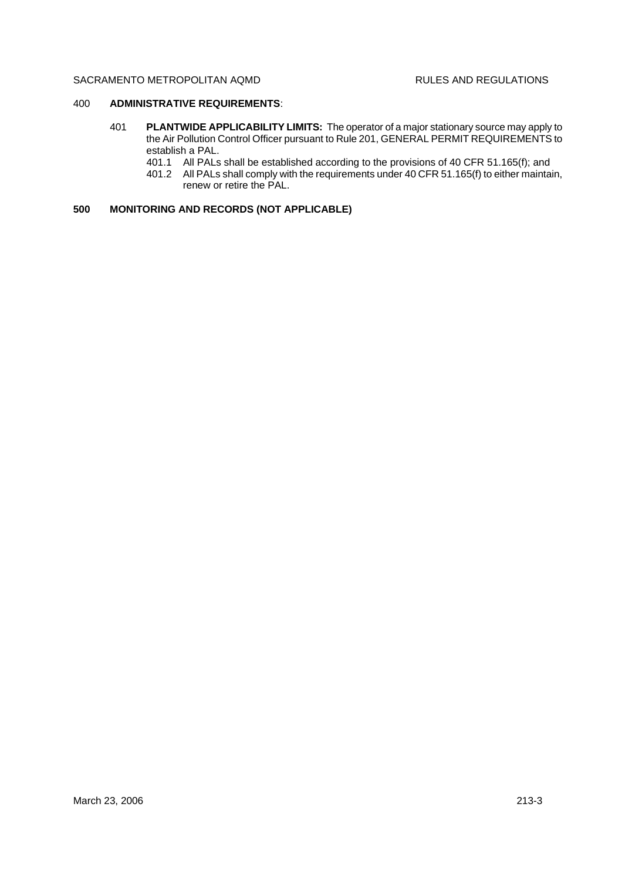## 400 ADMINISTRATIVE REQUIREMENTS:

401 **PLANTWIDE APPLICABILITY LIMITS:** The operator of a major stationary source may apply to the Air Pollution Control Officer pursuant to Rule 201, GENERAL PERMIT REQUIREMENTS to establish a PAL.

401.1 All PALs shall be established according to the provisions of 40 CFR 51.165(f); and

401.2 All PALs shall comply with the requirements under 40 CFR 51.165(f) to either maintain, renew or retire the PAL.

## 500 MONITORING AND RECORDS (NOT APPLICABLE)